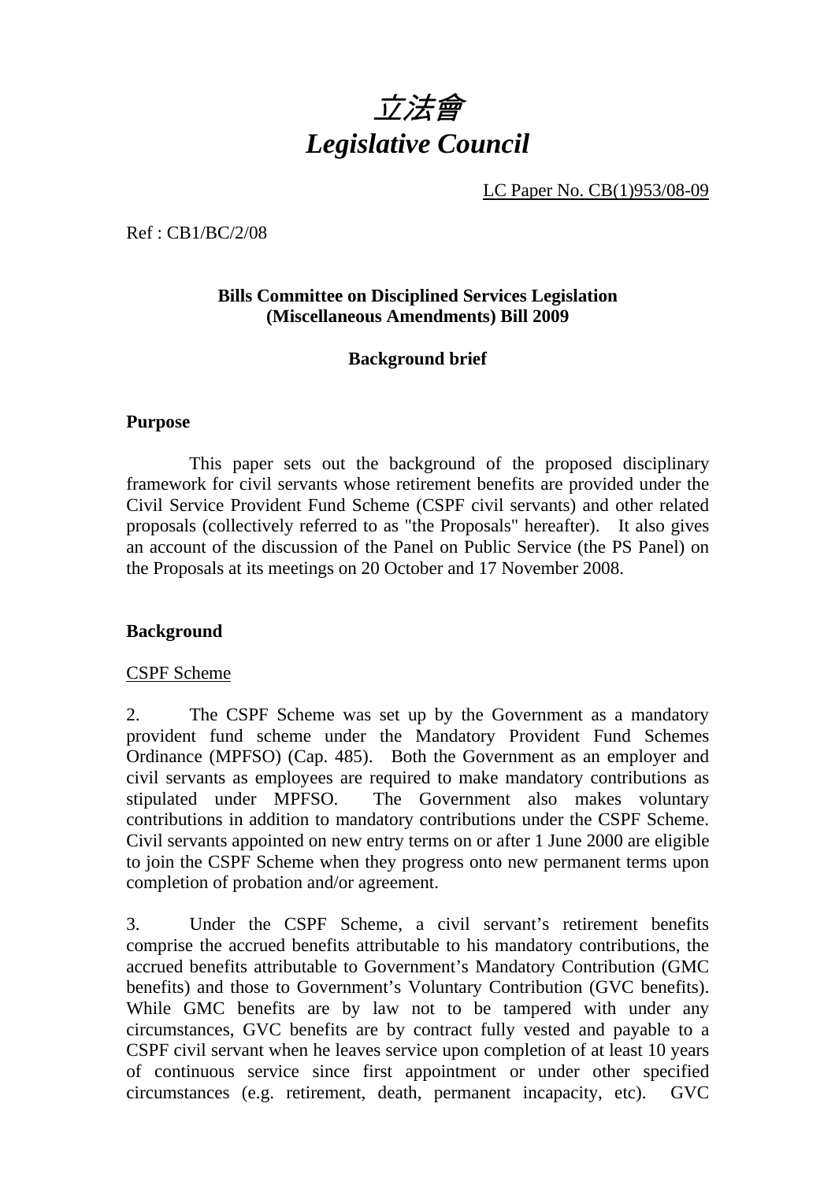# *立法會*
# *Legislative Council*

LC Paper No. CB(1)953/08-09

Ref : CB1/BC/2/08

**Bills Committee on Disciplined Services Legislation (Miscellaneous Amendments) Bill 2009**

**Background brief**

**Purpose**

This paper sets out the background of the proposed disciplinary framework for civil servants whose retirement benefits are provided under the Civil Service Provident Fund Scheme (CSPF civil servants) and other related proposals (collectively referred to as "the Proposals" hereafter). It also gives an account of the discussion of the Panel on Public Service (the PS Panel) on the Proposals at its meetings on 20 October and 17 November 2008.

**Background**

CSPF Scheme

2. The CSPF Scheme was set up by the Government as a mandatory provident fund scheme under the Mandatory Provident Fund Schemes Ordinance (MPFSO) (Cap. 485). Both the Government as an employer and civil servants as employees are required to make mandatory contributions as stipulated under MPFSO. The Government also makes voluntary contributions in addition to mandatory contributions under the CSPF Scheme. Civil servants appointed on new entry terms on or after 1 June 2000 are eligible to join the CSPF Scheme when they progress onto new permanent terms upon completion of probation and/or agreement.

3. Under the CSPF Scheme, a civil servant's retirement benefits comprise the accrued benefits attributable to his mandatory contributions, the accrued benefits attributable to Government's Mandatory Contribution (GMC benefits) and those to Government's Voluntary Contribution (GVC benefits). While GMC benefits are by law not to be tampered with under any circumstances, GVC benefits are by contract fully vested and payable to a CSPF civil servant when he leaves service upon completion of at least 10 years of continuous service since first appointment or under other specified circumstances (e.g. retirement, death, permanent incapacity, etc). GVC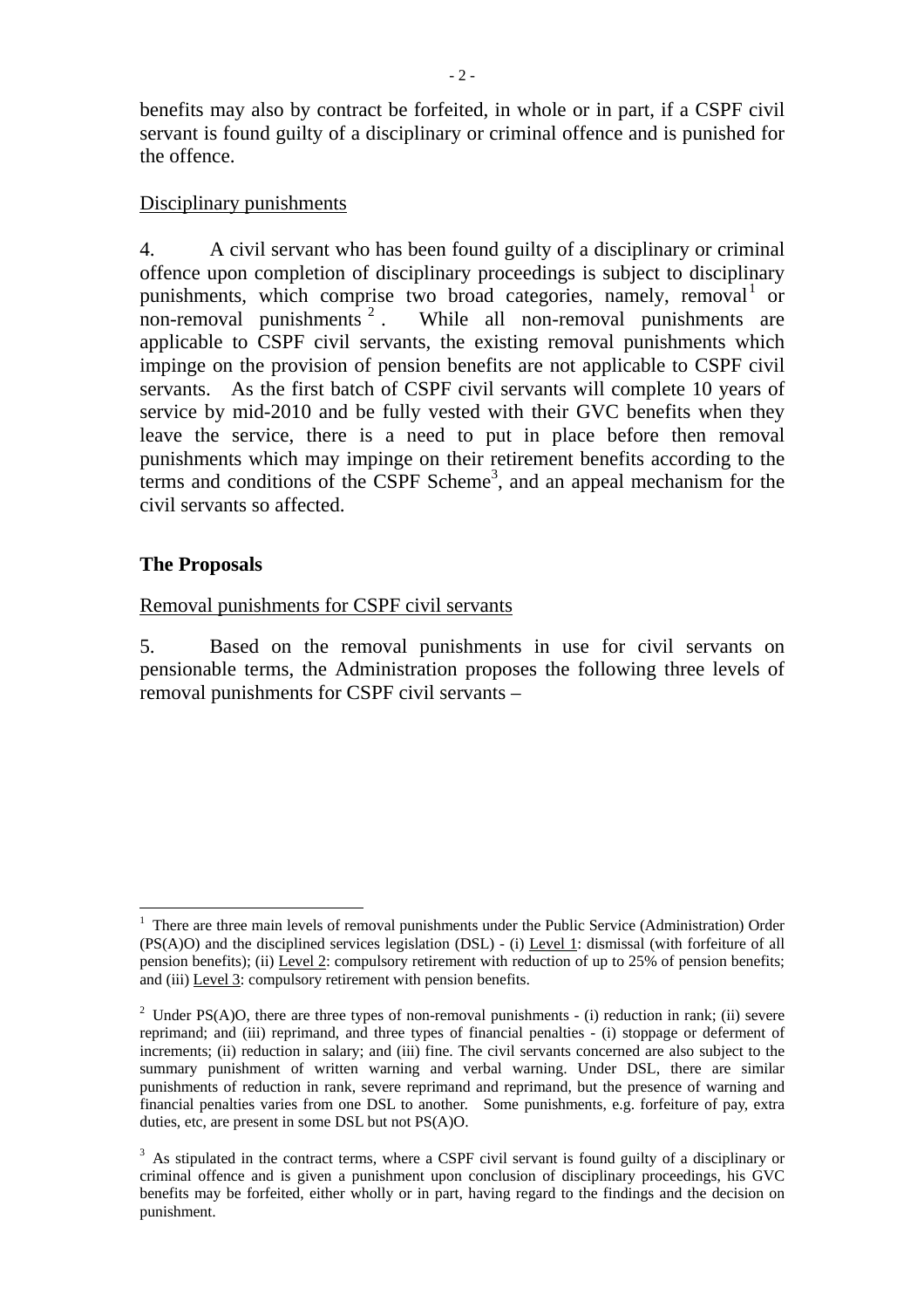benefits may also by contract be forfeited, in whole or in part, if a CSPF civil servant is found guilty of a disciplinary or criminal offence and is punished for the offence.

Disciplinary punishments

4. A civil servant who has been found guilty of a disciplinary or criminal offence upon completion of disciplinary proceedings is subject to disciplinary punishments, which comprise two broad categories, namely, removal[1] or non-removal punishments[2]. While all non-removal punishments are applicable to CSPF civil servants, the existing removal punishments which impinge on the provision of pension benefits are not applicable to CSPF civil servants. As the first batch of CSPF civil servants will complete 10 years of service by mid-2010 and be fully vested with their GVC benefits when they leave the service, there is a need to put in place before then removal punishments which may impinge on their retirement benefits according to the terms and conditions of the CSPF Scheme[3], and an appeal mechanism for the civil servants so affected.

## The Proposals

Removal punishments for CSPF civil servants

5. Based on the removal punishments in use for civil servants on pensionable terms, the Administration proposes the following three levels of removal punishments for CSPF civil servants –

---

[1] There are three main levels of removal punishments under the Public Service (Administration) Order (PS(A)O) and the disciplined services legislation (DSL) - (i) Level 1: dismissal (with forfeiture of all pension benefits); (ii) Level 2: compulsory retirement with reduction of up to 25% of pension benefits; and (iii) Level 3: compulsory retirement with pension benefits.

[2] Under PS(A)O, there are three types of non-removal punishments - (i) reduction in rank; (ii) severe reprimand; and (iii) reprimand, and three types of financial penalties - (i) stoppage or deferment of increments; (ii) reduction in salary; and (iii) fine. The civil servants concerned are also subject to the summary punishment of written warning and verbal warning. Under DSL, there are similar punishments of reduction in rank, severe reprimand and reprimand, but the presence of warning and financial penalties varies from one DSL to another. Some punishments, e.g. forfeiture of pay, extra duties, etc, are present in some DSL but not PS(A)O.

[3] As stipulated in the contract terms, where a CSPF civil servant is found guilty of a disciplinary or criminal offence and is given a punishment upon conclusion of disciplinary proceedings, his GVC benefits may be forfeited, either wholly or in part, having regard to the findings and the decision on punishment.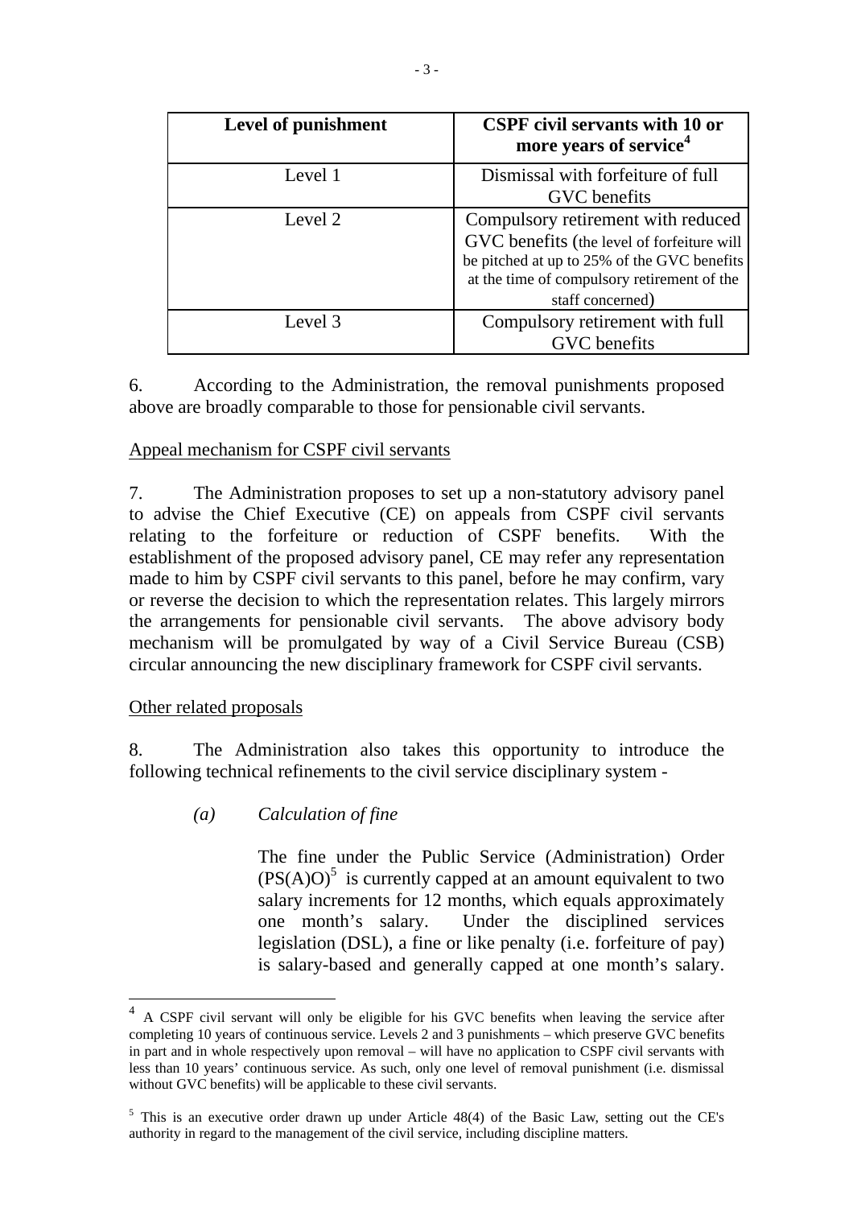| Level of punishment | CSPF civil servants with 10 or more years of service[4] |
| --- | --- |
| Level 1 | Dismissal with forfeiture of full GVC benefits |
| Level 2 | Compulsory retirement with reduced GVC benefits (the level of forfeiture will be pitched at up to 25% of the GVC benefits at the time of compulsory retirement of the staff concerned) |
| Level 3 | Compulsory retirement with full GVC benefits |

6. According to the Administration, the removal punishments proposed above are broadly comparable to those for pensionable civil servants.

Appeal mechanism for CSPF civil servants

7. The Administration proposes to set up a non-statutory advisory panel to advise the Chief Executive (CE) on appeals from CSPF civil servants relating to the forfeiture or reduction of CSPF benefits. With the establishment of the proposed advisory panel, CE may refer any representation made to him by CSPF civil servants to this panel, before he may confirm, vary or reverse the decision to which the representation relates. This largely mirrors the arrangements for pensionable civil servants. The above advisory body mechanism will be promulgated by way of a Civil Service Bureau (CSB) circular announcing the new disciplinary framework for CSPF civil servants.

Other related proposals

8. The Administration also takes this opportunity to introduce the following technical refinements to the civil service disciplinary system -

*(a) Calculation of fine*

The fine under the Public Service (Administration) Order (PS(A)O)[5] is currently capped at an amount equivalent to two salary increments for 12 months, which equals approximately one month's salary. Under the disciplined services legislation (DSL), a fine or like penalty (i.e. forfeiture of pay) is salary-based and generally capped at one month's salary.

---

[4] A CSPF civil servant will only be eligible for his GVC benefits when leaving the service after completing 10 years of continuous service. Levels 2 and 3 punishments – which preserve GVC benefits in part and in whole respectively upon removal – will have no application to CSPF civil servants with less than 10 years' continuous service. As such, only one level of removal punishment (i.e. dismissal without GVC benefits) will be applicable to these civil servants.

[5] This is an executive order drawn up under Article 48(4) of the Basic Law, setting out the CE's authority in regard to the management of the civil service, including discipline matters.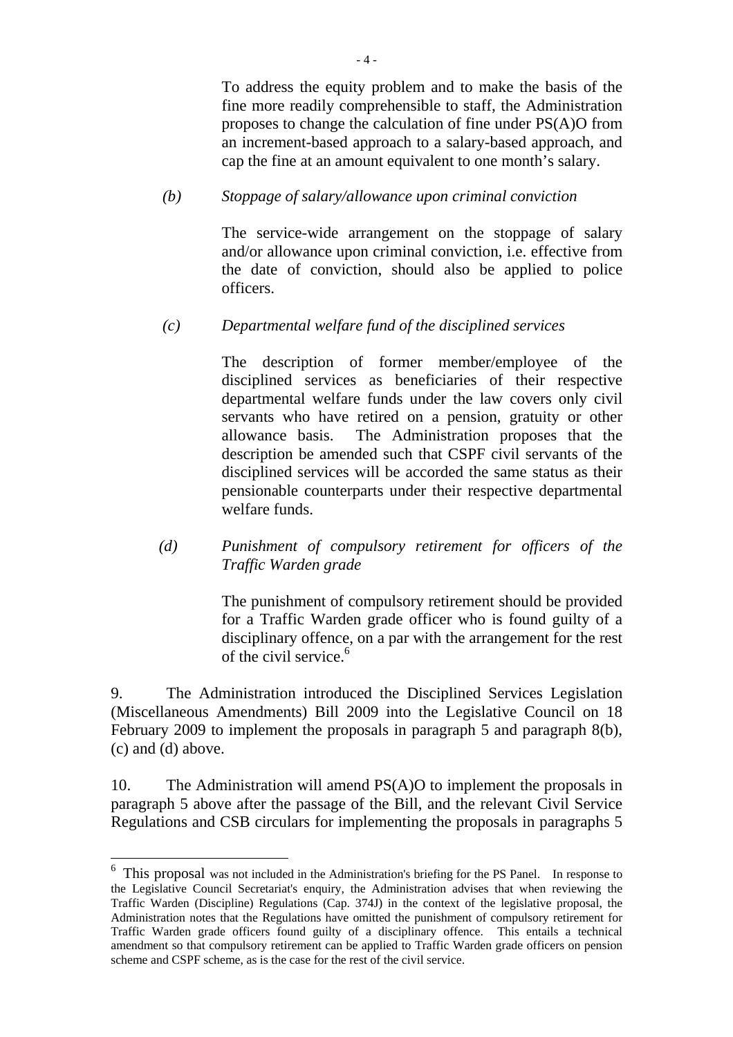To address the equity problem and to make the basis of the fine more readily comprehensible to staff, the Administration proposes to change the calculation of fine under PS(A)O from an increment-based approach to a salary-based approach, and cap the fine at an amount equivalent to one month's salary.

(b) *Stoppage of salary/allowance upon criminal conviction*

The service-wide arrangement on the stoppage of salary and/or allowance upon criminal conviction, i.e. effective from the date of conviction, should also be applied to police officers.

(c) *Departmental welfare fund of the disciplined services*

The description of former member/employee of the disciplined services as beneficiaries of their respective departmental welfare funds under the law covers only civil servants who have retired on a pension, gratuity or other allowance basis. The Administration proposes that the description be amended such that CSPF civil servants of the disciplined services will be accorded the same status as their pensionable counterparts under their respective departmental welfare funds.

(d) *Punishment of compulsory retirement for officers of the Traffic Warden grade*

The punishment of compulsory retirement should be provided for a Traffic Warden grade officer who is found guilty of a disciplinary offence, on a par with the arrangement for the rest of the civil service.[6]

9. The Administration introduced the Disciplined Services Legislation (Miscellaneous Amendments) Bill 2009 into the Legislative Council on 18 February 2009 to implement the proposals in paragraph 5 and paragraph 8(b), (c) and (d) above.

10. The Administration will amend PS(A)O to implement the proposals in paragraph 5 above after the passage of the Bill, and the relevant Civil Service Regulations and CSB circulars for implementing the proposals in paragraphs 5

---

[6] This proposal was not included in the Administration's briefing for the PS Panel. In response to the Legislative Council Secretariat's enquiry, the Administration advises that when reviewing the Traffic Warden (Discipline) Regulations (Cap. 374J) in the context of the legislative proposal, the Administration notes that the Regulations have omitted the punishment of compulsory retirement for Traffic Warden grade officers found guilty of a disciplinary offence. This entails a technical amendment so that compulsory retirement can be applied to Traffic Warden grade officers on pension scheme and CSPF scheme, as is the case for the rest of the civil service.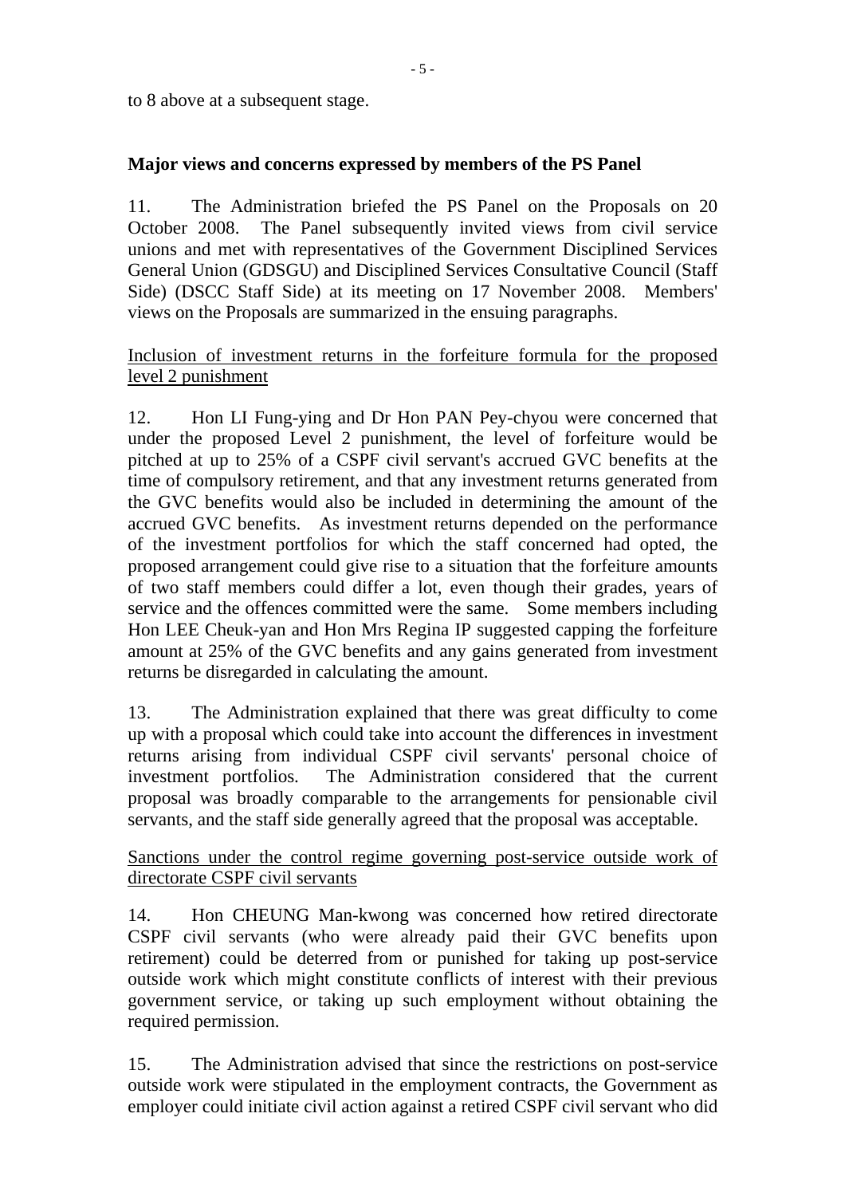to 8 above at a subsequent stage.

**Major views and concerns expressed by members of the PS Panel**

11. The Administration briefed the PS Panel on the Proposals on 20 October 2008. The Panel subsequently invited views from civil service unions and met with representatives of the Government Disciplined Services General Union (GDSGU) and Disciplined Services Consultative Council (Staff Side) (DSCC Staff Side) at its meeting on 17 November 2008. Members' views on the Proposals are summarized in the ensuing paragraphs.

<u>Inclusion of investment returns in the forfeiture formula for the proposed level 2 punishment</u>

12. Hon LI Fung-ying and Dr Hon PAN Pey-chyou were concerned that under the proposed Level 2 punishment, the level of forfeiture would be pitched at up to 25% of a CSPF civil servant's accrued GVC benefits at the time of compulsory retirement, and that any investment returns generated from the GVC benefits would also be included in determining the amount of the accrued GVC benefits. As investment returns depended on the performance of the investment portfolios for which the staff concerned had opted, the proposed arrangement could give rise to a situation that the forfeiture amounts of two staff members could differ a lot, even though their grades, years of service and the offences committed were the same. Some members including Hon LEE Cheuk-yan and Hon Mrs Regina IP suggested capping the forfeiture amount at 25% of the GVC benefits and any gains generated from investment returns be disregarded in calculating the amount.

13. The Administration explained that there was great difficulty to come up with a proposal which could take into account the differences in investment returns arising from individual CSPF civil servants' personal choice of investment portfolios. The Administration considered that the current proposal was broadly comparable to the arrangements for pensionable civil servants, and the staff side generally agreed that the proposal was acceptable.

<u>Sanctions under the control regime governing post-service outside work of directorate CSPF civil servants</u>

14. Hon CHEUNG Man-kwong was concerned how retired directorate CSPF civil servants (who were already paid their GVC benefits upon retirement) could be deterred from or punished for taking up post-service outside work which might constitute conflicts of interest with their previous government service, or taking up such employment without obtaining the required permission.

15. The Administration advised that since the restrictions on post-service outside work were stipulated in the employment contracts, the Government as employer could initiate civil action against a retired CSPF civil servant who did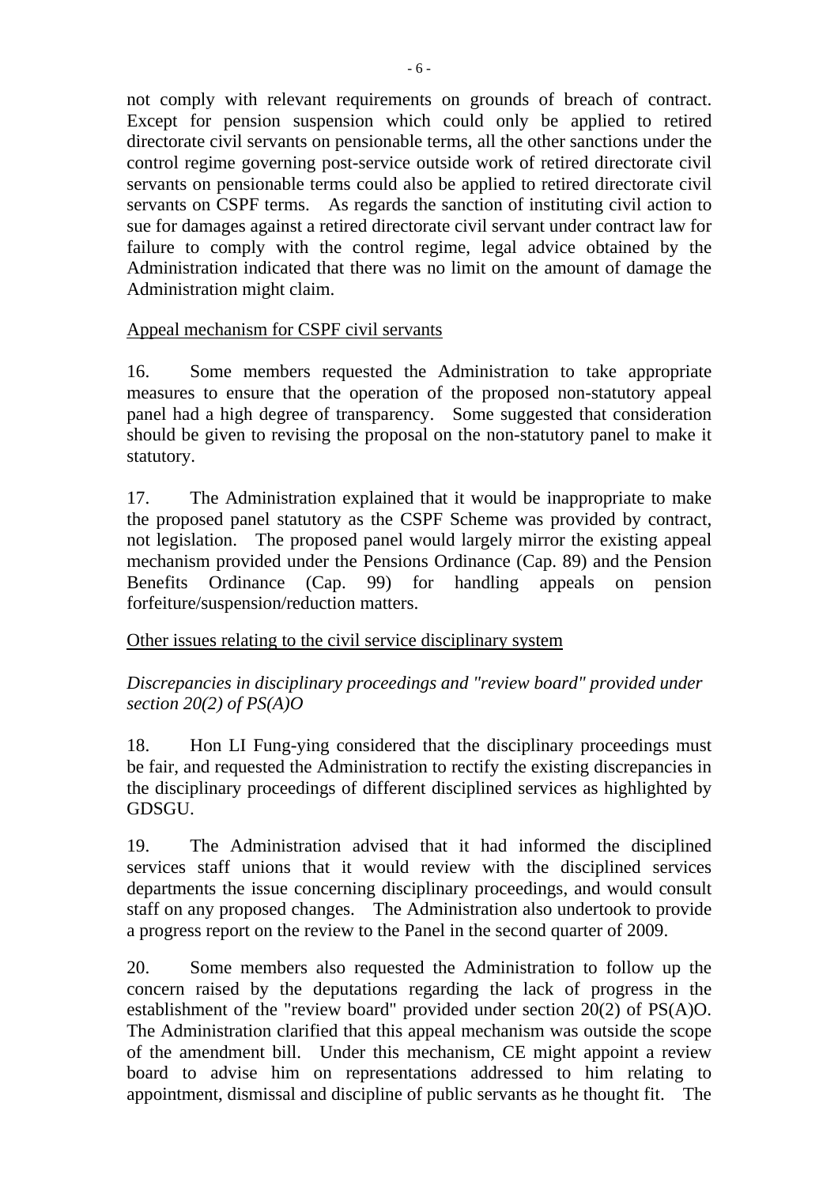not comply with relevant requirements on grounds of breach of contract. Except for pension suspension which could only be applied to retired directorate civil servants on pensionable terms, all the other sanctions under the control regime governing post-service outside work of retired directorate civil servants on pensionable terms could also be applied to retired directorate civil servants on CSPF terms. As regards the sanction of instituting civil action to sue for damages against a retired directorate civil servant under contract law for failure to comply with the control regime, legal advice obtained by the Administration indicated that there was no limit on the amount of damage the Administration might claim.

<u>Appeal mechanism for CSPF civil servants</u>

16. Some members requested the Administration to take appropriate measures to ensure that the operation of the proposed non-statutory appeal panel had a high degree of transparency. Some suggested that consideration should be given to revising the proposal on the non-statutory panel to make it statutory.

17. The Administration explained that it would be inappropriate to make the proposed panel statutory as the CSPF Scheme was provided by contract, not legislation. The proposed panel would largely mirror the existing appeal mechanism provided under the Pensions Ordinance (Cap. 89) and the Pension Benefits Ordinance (Cap. 99) for handling appeals on pension forfeiture/suspension/reduction matters.

<u>Other issues relating to the civil service disciplinary system</u>

*Discrepancies in disciplinary proceedings and "review board" provided under section 20(2) of PS(A)O*

18. Hon LI Fung-ying considered that the disciplinary proceedings must be fair, and requested the Administration to rectify the existing discrepancies in the disciplinary proceedings of different disciplined services as highlighted by GDSGU.

19. The Administration advised that it had informed the disciplined services staff unions that it would review with the disciplined services departments the issue concerning disciplinary proceedings, and would consult staff on any proposed changes. The Administration also undertook to provide a progress report on the review to the Panel in the second quarter of 2009.

20. Some members also requested the Administration to follow up the concern raised by the deputations regarding the lack of progress in the establishment of the "review board" provided under section 20(2) of PS(A)O. The Administration clarified that this appeal mechanism was outside the scope of the amendment bill. Under this mechanism, CE might appoint a review board to advise him on representations addressed to him relating to appointment, dismissal and discipline of public servants as he thought fit. The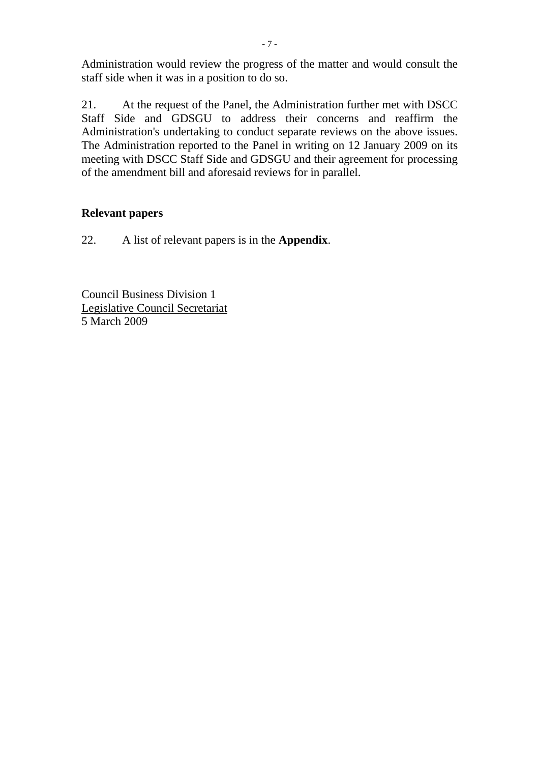Administration would review the progress of the matter and would consult the staff side when it was in a position to do so.

21. At the request of the Panel, the Administration further met with DSCC Staff Side and GDSGU to address their concerns and reaffirm the Administration's undertaking to conduct separate reviews on the above issues. The Administration reported to the Panel in writing on 12 January 2009 on its meeting with DSCC Staff Side and GDSGU and their agreement for processing of the amendment bill and aforesaid reviews for in parallel.

**Relevant papers**

22. A list of relevant papers is in the **Appendix**.

Council Business Division 1
Legislative Council Secretariat
5 March 2009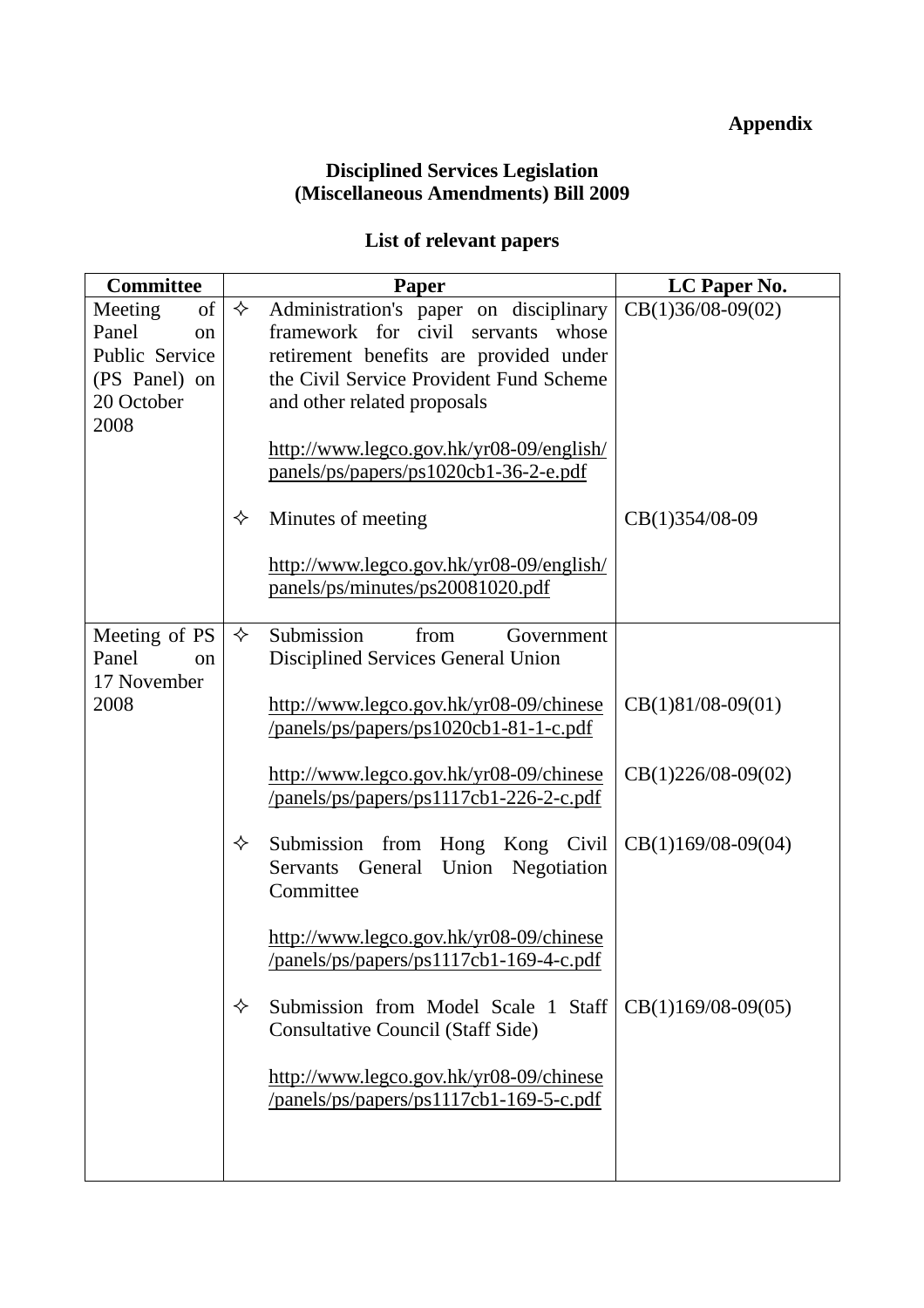**Appendix**

**Disciplined Services Legislation (Miscellaneous Amendments) Bill 2009**

**List of relevant papers**

| Committee | Paper | LC Paper No. |
|---|---|---|
| Meeting of Panel on Public Service (PS Panel) on 20 October 2008 | ✧ Administration's paper on disciplinary framework for civil servants whose retirement benefits are provided under the Civil Service Provident Fund Scheme and other related proposals<br><br>http://www.legco.gov.hk/yr08-09/english/panels/ps/papers/ps1020cb1-36-2-e.pdf | CB(1)36/08-09(02) |
| | ✧ Minutes of meeting<br><br>http://www.legco.gov.hk/yr08-09/english/panels/ps/minutes/ps20081020.pdf | CB(1)354/08-09 |
| Meeting of PS Panel on 17 November 2008 | ✧ Submission from Government Disciplined Services General Union<br><br>http://www.legco.gov.hk/yr08-09/chinese/panels/ps/papers/ps1020cb1-81-1-c.pdf | CB(1)81/08-09(01) |
| | http://www.legco.gov.hk/yr08-09/chinese/panels/ps/papers/ps1117cb1-226-2-c.pdf | CB(1)226/08-09(02) |
| | ✧ Submission from Hong Kong Civil Servants General Union Negotiation Committee<br><br>http://www.legco.gov.hk/yr08-09/chinese/panels/ps/papers/ps1117cb1-169-4-c.pdf | CB(1)169/08-09(04) |
| | ✧ Submission from Model Scale 1 Staff Consultative Council (Staff Side)<br><br>http://www.legco.gov.hk/yr08-09/chinese/panels/ps/papers/ps1117cb1-169-5-c.pdf | CB(1)169/08-09(05) |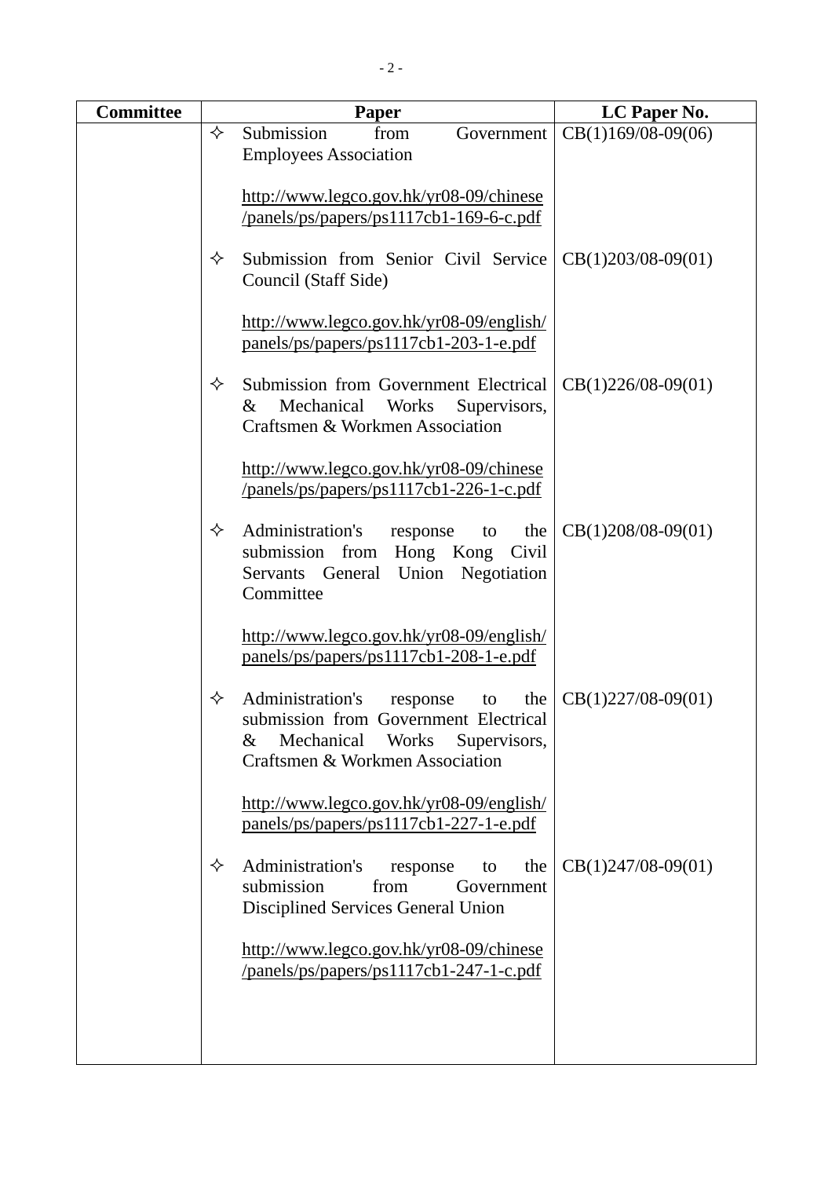| Committee | Paper | LC Paper No. |
|---|---|---|
| | ✧ Submission from Government Employees Association<br><br>http://www.legco.gov.hk/yr08-09/chinese/panels/ps/papers/ps1117cb1-169-6-c.pdf | CB(1)169/08-09(06) |
| | ✧ Submission from Senior Civil Service Council (Staff Side)<br><br>http://www.legco.gov.hk/yr08-09/english/panels/ps/papers/ps1117cb1-203-1-e.pdf | CB(1)203/08-09(01) |
| | ✧ Submission from Government Electrical & Mechanical Works Supervisors, Craftsmen & Workmen Association<br><br>http://www.legco.gov.hk/yr08-09/chinese/panels/ps/papers/ps1117cb1-226-1-c.pdf | CB(1)226/08-09(01) |
| | ✧ Administration's response to the submission from Hong Kong Civil Servants General Union Negotiation Committee<br><br>http://www.legco.gov.hk/yr08-09/english/panels/ps/papers/ps1117cb1-208-1-e.pdf | CB(1)208/08-09(01) |
| | ✧ Administration's response to the submission from Government Electrical & Mechanical Works Supervisors, Craftsmen & Workmen Association<br><br>http://www.legco.gov.hk/yr08-09/english/panels/ps/papers/ps1117cb1-227-1-e.pdf | CB(1)227/08-09(01) |
| | ✧ Administration's response to the submission from Government Disciplined Services General Union<br><br>http://www.legco.gov.hk/yr08-09/chinese/panels/ps/papers/ps1117cb1-247-1-c.pdf | CB(1)247/08-09(01) |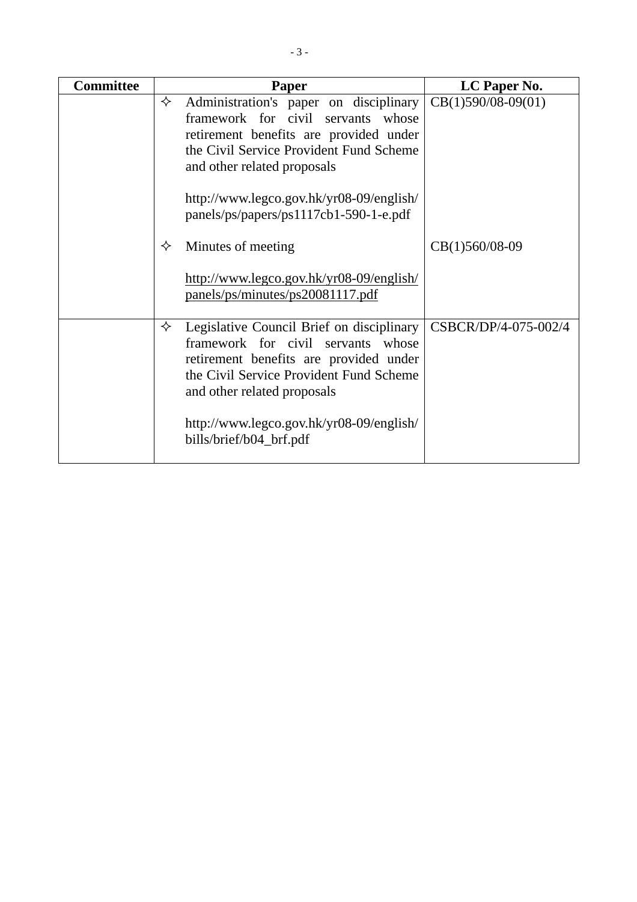| Committee | Paper | LC Paper No. |
|---|---|---|
| | ✧ Administration's paper on disciplinary framework for civil servants whose retirement benefits are provided under the Civil Service Provident Fund Scheme and other related proposals<br><br>http://www.legco.gov.hk/yr08-09/english/panels/ps/papers/ps1117cb1-590-1-e.pdf<br><br>✧ Minutes of meeting<br><br>http://www.legco.gov.hk/yr08-09/english/panels/ps/minutes/ps20081117.pdf | CB(1)590/08-09(01)<br><br><br><br>CB(1)560/08-09 |
| | ✧ Legislative Council Brief on disciplinary framework for civil servants whose retirement benefits are provided under the Civil Service Provident Fund Scheme and other related proposals<br><br>http://www.legco.gov.hk/yr08-09/english/bills/brief/b04_brf.pdf | CSBCR/DP/4-075-002/4 |